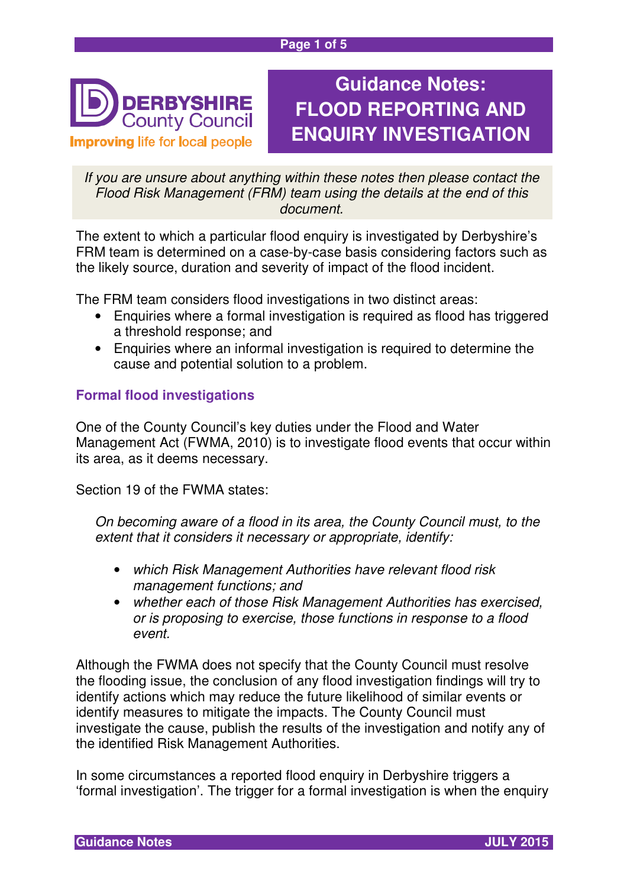# Guidance Notes: FLOOD REPORTING AND ENQUIRY INVESTIGATION

*If you are unsure about anything within these notes then please contact the Flood Risk Management (FRM) team using the details at the end of this document.*

The extent to which a particular flood enquiry is investigated by Derbyshire's FRM team is determined on a case-by-case basis considering factors such as the likely source, duration and severity of impact of the flood incident.

The FRM team considers flood investigations in two distinct areas:

- Enquiries where a formal investigation is required as flood has triggered a threshold response; and
- Enquiries where an informal investigation is required to determine the cause and potential solution to a problem.

## Formal flood investigations

One of the County Council's key duties under the Flood and Water Management Act (FWMA, 2010) is to investigate flood events that occur within its area, as it deems necessary.

Section 19 of the FWMA states:

*On becoming aware of a flood in its area, the County Council must, to the extent that it considers it necessary or appropriate, identify:*

- *which Risk Management Authorities have relevant flood risk management functions; and*
- *whether each of those Risk Management Authorities has exercised, or is proposing to exercise, those functions in response to a flood event.*

Although the FWMA does not specify that the County Council must resolve the flooding issue, the conclusion of any flood investigation findings will try to identify actions which may reduce the future likelihood of similar events or identify measures to mitigate the impacts. The County Council must investigate the cause, publish the results of the investigation and notify any of the identified Risk Management Authorities.

In some circumstances a reported flood enquiry in Derbyshire triggers a 'formal investigation'. The trigger for a formal investigation is when the enquiry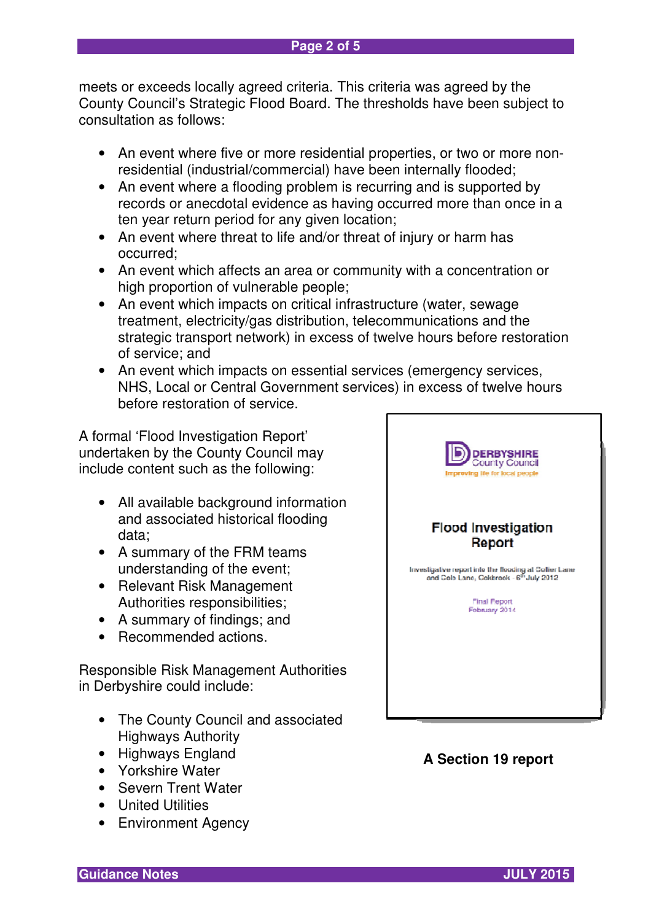meets or exceeds locally agreed criteria. This criteria was agreed by the County Council's Strategic Flood Board. The thresholds have been subject to consultation as follows:

- An event where five or more residential properties, or two or more non-residential (industrial/commercial) have been internally flooded;
- An event where a flooding problem is recurring and is supported by records or anecdotal evidence as having occurred more than once in a ten year return period for any given location;
- An event where threat to life and/or threat of injury or harm has occurred;
- An event which affects an area or community with a concentration or high proportion of vulnerable people;
- An event which impacts on critical infrastructure (water, sewage treatment, electricity/gas distribution, telecommunications and the strategic transport network) in excess of twelve hours before restoration of service; and
- An event which impacts on essential services (emergency services, NHS, Local or Central Government services) in excess of twelve hours before restoration of service.

A formal 'Flood Investigation Report' undertaken by the County Council may include content such as the following:

- All available background information and associated historical flooding data;
- A summary of the FRM teams understanding of the event;
- Relevant Risk Management Authorities responsibilities;
- A summary of findings; and
- Recommended actions.

Responsible Risk Management Authorities in Derbyshire could include:

- The County Council and associated Highways Authority
- Highways England
- Yorkshire Water
- Severn Trent Water
- United Utilities
- Environment Agency

**A Section 19 report**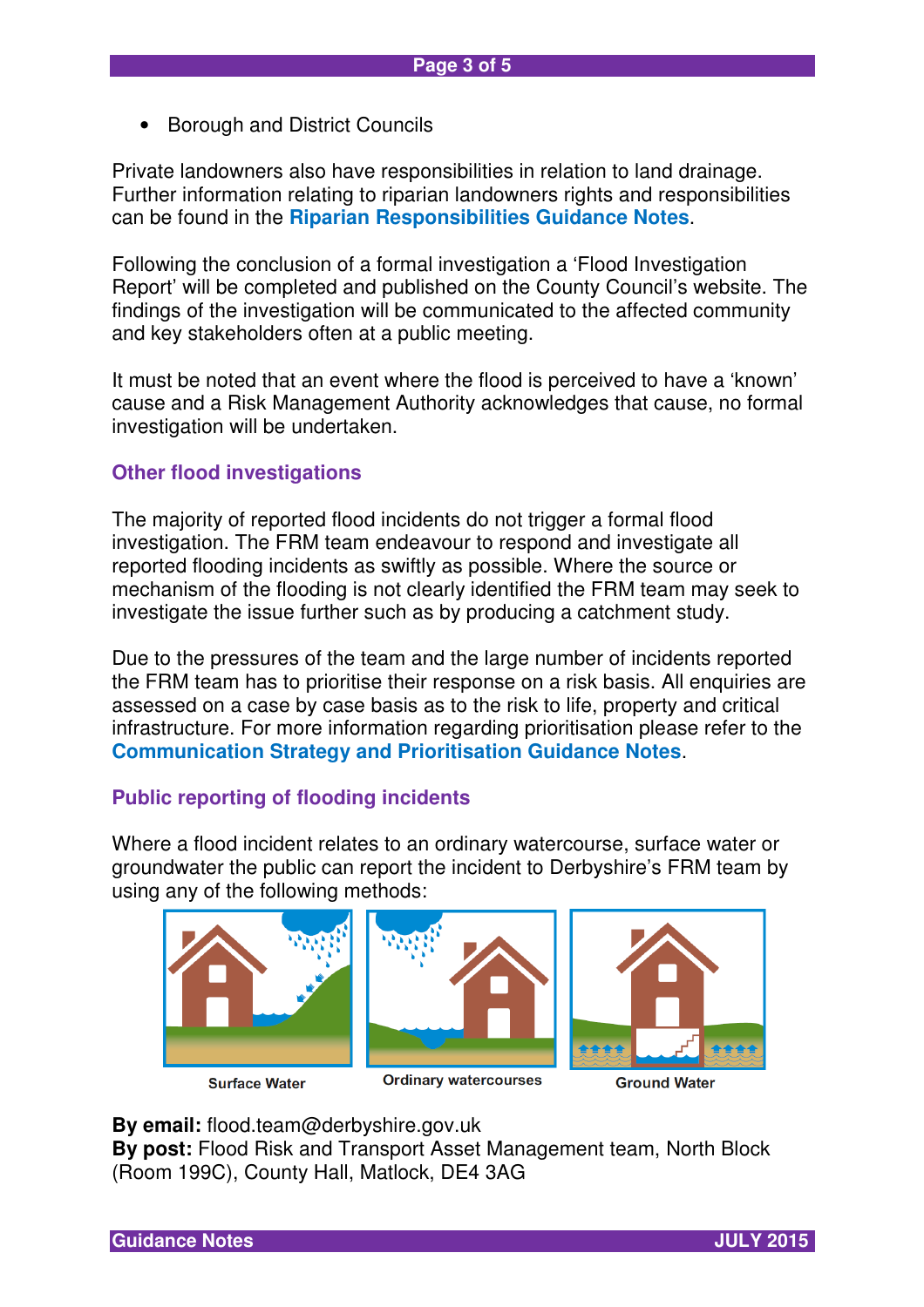- Borough and District Councils

Private landowners also have responsibilities in relation to land drainage. Further information relating to riparian landowners rights and responsibilities can be found in the **Riparian Responsibilities Guidance Notes**.

Following the conclusion of a formal investigation a 'Flood Investigation Report' will be completed and published on the County Council's website. The findings of the investigation will be communicated to the affected community and key stakeholders often at a public meeting.

It must be noted that an event where the flood is perceived to have a 'known' cause and a Risk Management Authority acknowledges that cause, no formal investigation will be undertaken.

### Other flood investigations

The majority of reported flood incidents do not trigger a formal flood investigation. The FRM team endeavour to respond and investigate all reported flooding incidents as swiftly as possible. Where the source or mechanism of the flooding is not clearly identified the FRM team may seek to investigate the issue further such as by producing a catchment study.

Due to the pressures of the team and the large number of incidents reported the FRM team has to prioritise their response on a risk basis. All enquiries are assessed on a case by case basis as to the risk to life, property and critical infrastructure. For more information regarding prioritisation please refer to the **Communication Strategy and Prioritisation Guidance Notes**.

### Public reporting of flooding incidents

Where a flood incident relates to an ordinary watercourse, surface water or groundwater the public can report the incident to Derbyshire's FRM team by using any of the following methods:

Surface Water    Ordinary watercourses    Ground Water

**By email:** flood.team@derbyshire.gov.uk
**By post:** Flood Risk and Transport Asset Management team, North Block (Room 199C), County Hall, Matlock, DE4 3AG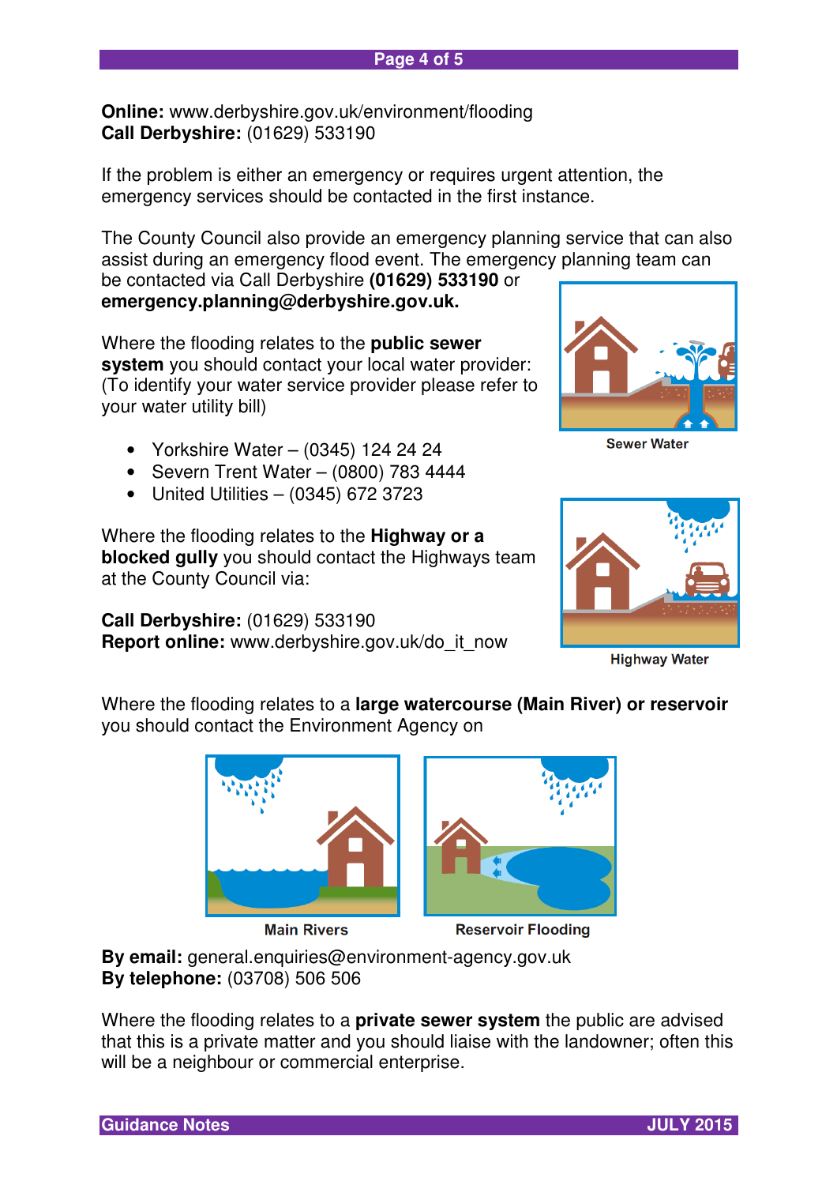**Online:** www.derbyshire.gov.uk/environment/flooding
**Call Derbyshire:** (01629) 533190

If the problem is either an emergency or requires urgent attention, the emergency services should be contacted in the first instance.

The County Council also provide an emergency planning service that can also assist during an emergency flood event. The emergency planning team can be contacted via Call Derbyshire **(01629) 533190** or **emergency.planning@derbyshire.gov.uk.**

Where the flooding relates to the **public sewer system** you should contact your local water provider: (To identify your water service provider please refer to your water utility bill)

Sewer Water

- Yorkshire Water – (0345) 124 24 24
- Severn Trent Water – (0800) 783 4444
- United Utilities – (0345) 672 3723

Where the flooding relates to the **Highway or a blocked gully** you should contact the Highways team at the County Council via:

**Call Derbyshire:** (01629) 533190
**Report online:** www.derbyshire.gov.uk/do_it_now

Highway Water

Where the flooding relates to a **large watercourse (Main River) or reservoir** you should contact the Environment Agency on

Main Rivers

Reservoir Flooding

**By email:** general.enquiries@environment-agency.gov.uk
**By telephone:** (03708) 506 506

Where the flooding relates to a **private sewer system** the public are advised that this is a private matter and you should liaise with the landowner; often this will be a neighbour or commercial enterprise.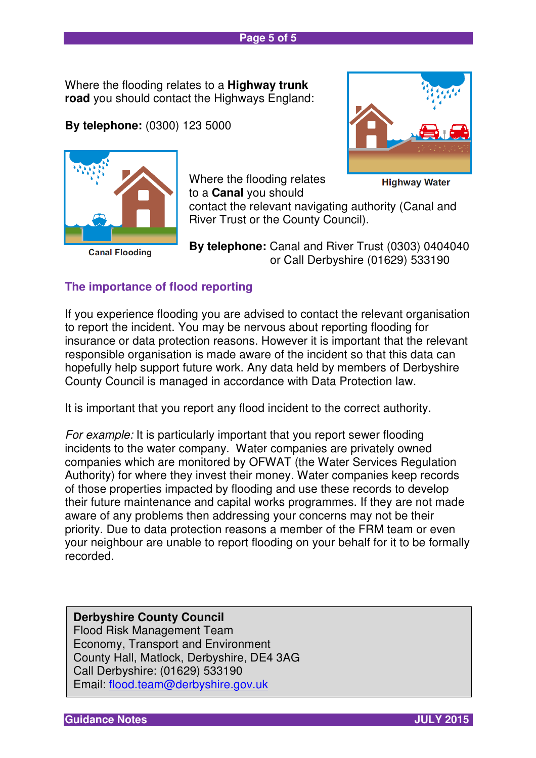Where the flooding relates to a **Highway trunk road** you should contact the Highways England:

**By telephone:** (0300) 123 5000

Highway Water

Where the flooding relates to a **Canal** you should contact the relevant navigating authority (Canal and River Trust or the County Council).

Canal Flooding

**By telephone:** Canal and River Trust (0303) 0404040 or Call Derbyshire (01629) 533190

## The importance of flood reporting

If you experience flooding you are advised to contact the relevant organisation to report the incident. You may be nervous about reporting flooding for insurance or data protection reasons. However it is important that the relevant responsible organisation is made aware of the incident so that this data can hopefully help support future work. Any data held by members of Derbyshire County Council is managed in accordance with Data Protection law.

It is important that you report any flood incident to the correct authority.

*For example:* It is particularly important that you report sewer flooding incidents to the water company. Water companies are privately owned companies which are monitored by OFWAT (the Water Services Regulation Authority) for where they invest their money. Water companies keep records of those properties impacted by flooding and use these records to develop their future maintenance and capital works programmes. If they are not made aware of any problems then addressing your concerns may not be their priority. Due to data protection reasons a member of the FRM team or even your neighbour are unable to report flooding on your behalf for it to be formally recorded.

**Derbyshire County Council**
Flood Risk Management Team
Economy, Transport and Environment
County Hall, Matlock, Derbyshire, DE4 3AG
Call Derbyshire: (01629) 533190
Email: flood.team@derbyshire.gov.uk